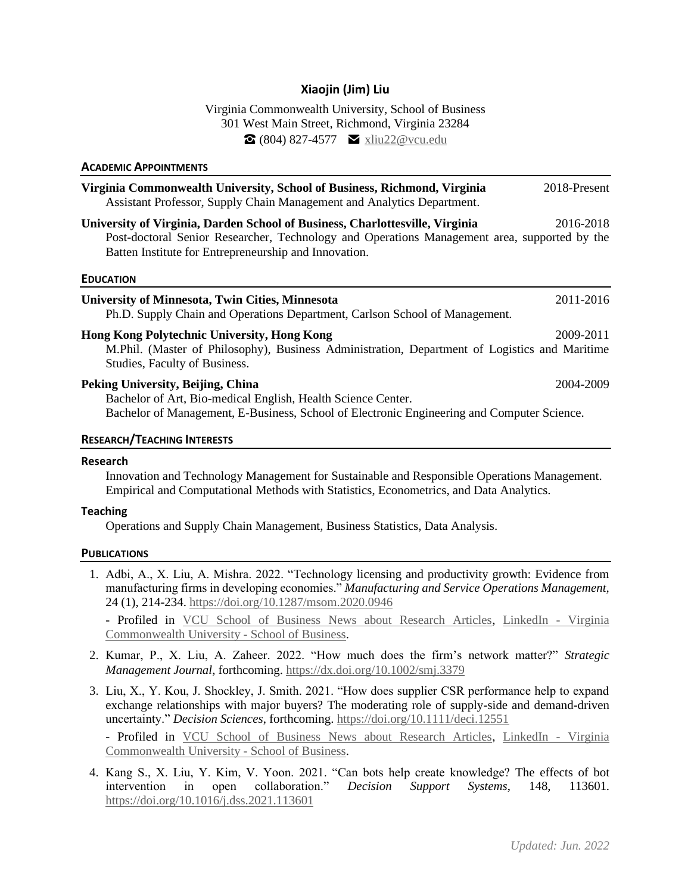# Xiaojin (Jim) Liu

Virginia Commonwealth University, School of Business
301 West Main Street, Richmond, Virginia 23284
☎ (804) 827-4577 ✉ xliu22@vcu.edu

## ACADEMIC APPOINTMENTS

**Virginia Commonwealth University, School of Business, Richmond, Virginia** 2018-Present
Assistant Professor, Supply Chain Management and Analytics Department.

**University of Virginia, Darden School of Business, Charlottesville, Virginia** 2016-2018
Post-doctoral Senior Researcher, Technology and Operations Management area, supported by the Batten Institute for Entrepreneurship and Innovation.

## EDUCATION

**University of Minnesota, Twin Cities, Minnesota** 2011-2016
Ph.D. Supply Chain and Operations Department, Carlson School of Management.

**Hong Kong Polytechnic University, Hong Kong** 2009-2011
M.Phil. (Master of Philosophy), Business Administration, Department of Logistics and Maritime Studies, Faculty of Business.

**Peking University, Beijing, China** 2004-2009
Bachelor of Art, Bio-medical English, Health Science Center.
Bachelor of Management, E-Business, School of Electronic Engineering and Computer Science.

## RESEARCH/TEACHING INTERESTS

### Research

Innovation and Technology Management for Sustainable and Responsible Operations Management.
Empirical and Computational Methods with Statistics, Econometrics, and Data Analytics.

### Teaching

Operations and Supply Chain Management, Business Statistics, Data Analysis.

## PUBLICATIONS

1. Adbi, A., X. Liu, A. Mishra. 2022. "Technology licensing and productivity growth: Evidence from manufacturing firms in developing economies." *Manufacturing and Service Operations Management,* 24 (1), 214-234. https://doi.org/10.1287/msom.2020.0946

   - Profiled in VCU School of Business News about Research Articles, LinkedIn - Virginia Commonwealth University - School of Business.

2. Kumar, P., X. Liu, A. Zaheer. 2022. "How much does the firm's network matter?" *Strategic Management Journal*, forthcoming. https://dx.doi.org/10.1002/smj.3379

3. Liu, X., Y. Kou, J. Shockley, J. Smith. 2021. "How does supplier CSR performance help to expand exchange relationships with major buyers? The moderating role of supply-side and demand-driven uncertainty." *Decision Sciences*, forthcoming. https://doi.org/10.1111/deci.12551

   - Profiled in VCU School of Business News about Research Articles, LinkedIn - Virginia Commonwealth University - School of Business.

4. Kang S., X. Liu, Y. Kim, V. Yoon. 2021. "Can bots help create knowledge? The effects of bot intervention in open collaboration." *Decision Support Systems*, 148, 113601. https://doi.org/10.1016/j.dss.2021.113601

*Updated: Jun. 2022*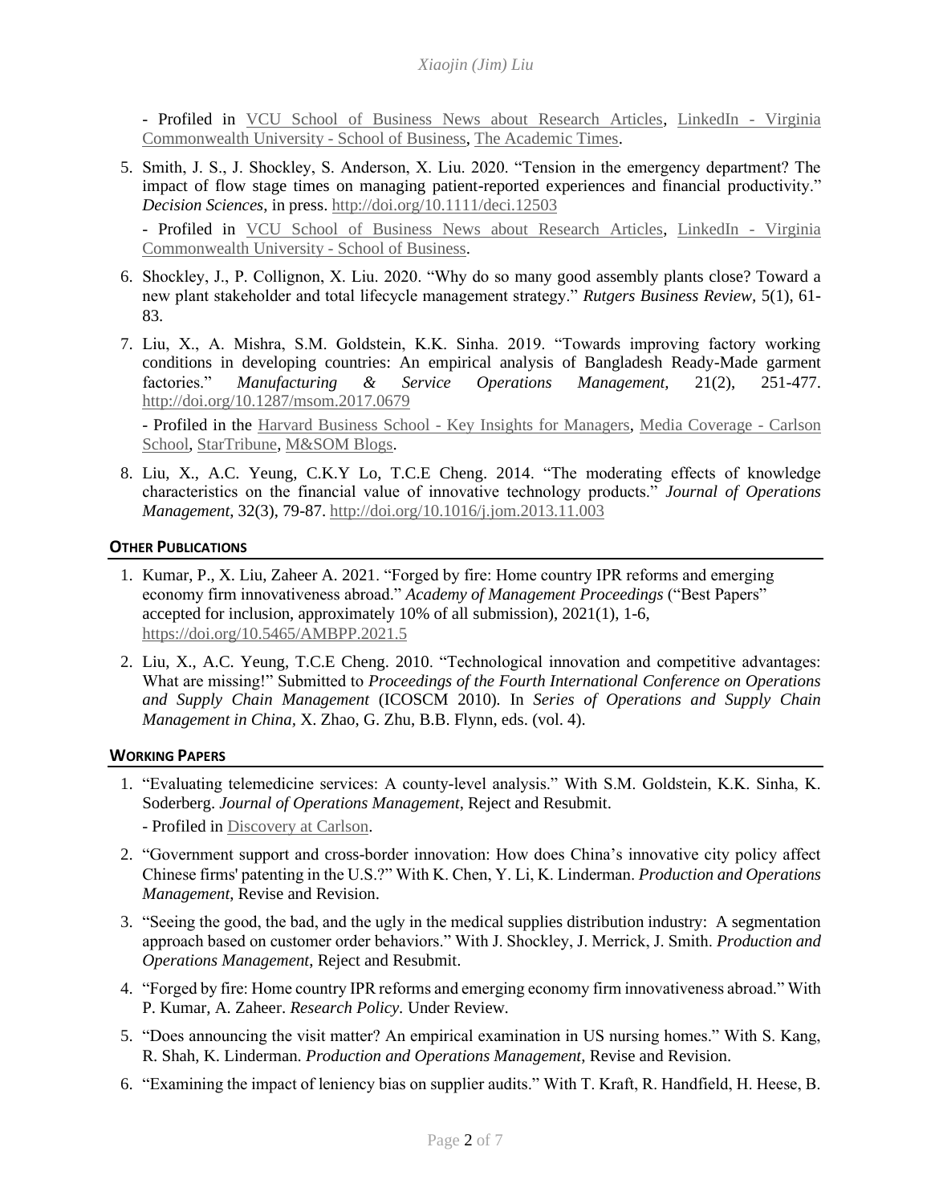- Profiled in VCU School of Business News about Research Articles, LinkedIn - Virginia Commonwealth University - School of Business, The Academic Times.

5. Smith, J. S., J. Shockley, S. Anderson, X. Liu. 2020. "Tension in the emergency department? The impact of flow stage times on managing patient-reported experiences and financial productivity." *Decision Sciences*, in press. http://doi.org/10.1111/deci.12503

   - Profiled in VCU School of Business News about Research Articles, LinkedIn - Virginia Commonwealth University - School of Business.

6. Shockley, J., P. Collignon, X. Liu. 2020. "Why do so many good assembly plants close? Toward a new plant stakeholder and total lifecycle management strategy." *Rutgers Business Review*, 5(1), 61-83.

7. Liu, X., A. Mishra, S.M. Goldstein, K.K. Sinha. 2019. "Towards improving factory working conditions in developing countries: An empirical analysis of Bangladesh Ready-Made garment factories." *Manufacturing & Service Operations Management*, 21(2), 251-477. http://doi.org/10.1287/msom.2017.0679

   - Profiled in the Harvard Business School - Key Insights for Managers, Media Coverage - Carlson School, StarTribune, M&SOM Blogs.

8. Liu, X., A.C. Yeung, C.K.Y Lo, T.C.E Cheng. 2014. "The moderating effects of knowledge characteristics on the financial value of innovative technology products." *Journal of Operations Management*, 32(3), 79-87. http://doi.org/10.1016/j.jom.2013.11.003

## OTHER PUBLICATIONS

1. Kumar, P., X. Liu, Zaheer A. 2021. "Forged by fire: Home country IPR reforms and emerging economy firm innovativeness abroad." *Academy of Management Proceedings* ("Best Papers" accepted for inclusion, approximately 10% of all submission), 2021(1), 1-6, https://doi.org/10.5465/AMBPP.2021.5

2. Liu, X., A.C. Yeung, T.C.E Cheng. 2010. "Technological innovation and competitive advantages: What are missing!" Submitted to *Proceedings of the Fourth International Conference on Operations and Supply Chain Management* (ICOSCM 2010). In *Series of Operations and Supply Chain Management in China*, X. Zhao, G. Zhu, B.B. Flynn, eds. (vol. 4).

## WORKING PAPERS

1. "Evaluating telemedicine services: A county-level analysis." With S.M. Goldstein, K.K. Sinha, K. Soderberg. *Journal of Operations Management*, Reject and Resubmit.

   - Profiled in Discovery at Carlson.

2. "Government support and cross-border innovation: How does China's innovative city policy affect Chinese firms' patenting in the U.S.?" With K. Chen, Y. Li, K. Linderman. *Production and Operations Management,* Revise and Revision.

3. "Seeing the good, the bad, and the ugly in the medical supplies distribution industry: A segmentation approach based on customer order behaviors." With J. Shockley, J. Merrick, J. Smith. *Production and Operations Management*, Reject and Resubmit.

4. "Forged by fire: Home country IPR reforms and emerging economy firm innovativeness abroad." With P. Kumar, A. Zaheer. *Research Policy.* Under Review.

5. "Does announcing the visit matter? An empirical examination in US nursing homes." With S. Kang, R. Shah, K. Linderman. *Production and Operations Management*, Revise and Revision.

6. "Examining the impact of leniency bias on supplier audits." With T. Kraft, R. Handfield, H. Heese, B.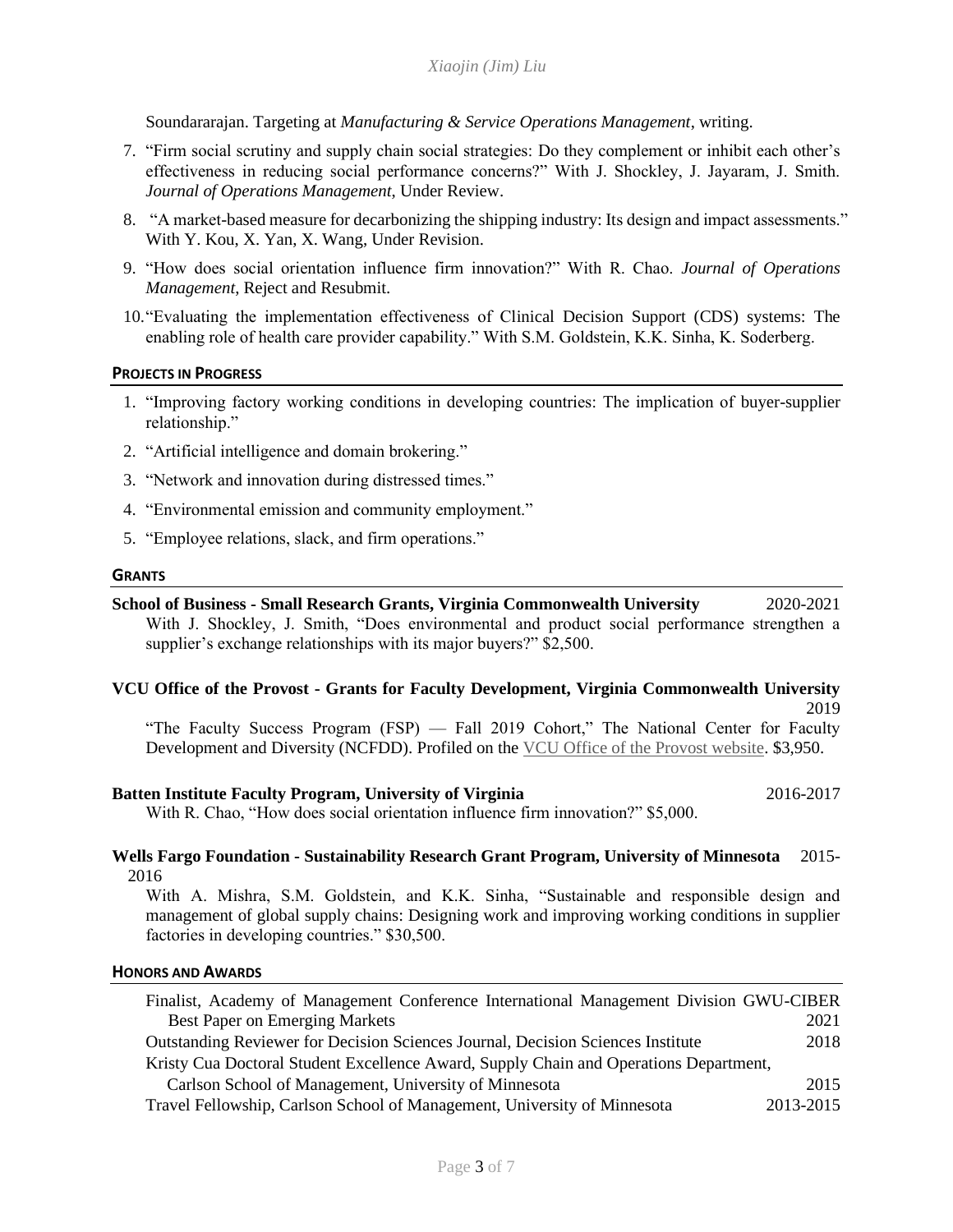Soundararajan. Targeting at *Manufacturing & Service Operations Management*, writing.

7. "Firm social scrutiny and supply chain social strategies: Do they complement or inhibit each other's effectiveness in reducing social performance concerns?" With J. Shockley, J. Jayaram, J. Smith. *Journal of Operations Management*, Under Review.
8. "A market-based measure for decarbonizing the shipping industry: Its design and impact assessments." With Y. Kou, X. Yan, X. Wang, Under Revision.
9. "How does social orientation influence firm innovation?" With R. Chao. *Journal of Operations Management*, Reject and Resubmit.
10. "Evaluating the implementation effectiveness of Clinical Decision Support (CDS) systems: The enabling role of health care provider capability." With S.M. Goldstein, K.K. Sinha, K. Soderberg.

## PROJECTS IN PROGRESS

1. "Improving factory working conditions in developing countries: The implication of buyer-supplier relationship."
2. "Artificial intelligence and domain brokering."
3. "Network and innovation during distressed times."
4. "Environmental emission and community employment."
5. "Employee relations, slack, and firm operations."

## GRANTS

**School of Business - Small Research Grants, Virginia Commonwealth University** 2020-2021
With J. Shockley, J. Smith, "Does environmental and product social performance strengthen a supplier's exchange relationships with its major buyers?" $2,500.

**VCU Office of the Provost - Grants for Faculty Development, Virginia Commonwealth University** 2019
"The Faculty Success Program (FSP) — Fall 2019 Cohort," The National Center for Faculty Development and Diversity (NCFDD). Profiled on the VCU Office of the Provost website. $3,950.

**Batten Institute Faculty Program, University of Virginia** 2016-2017
With R. Chao, "How does social orientation influence firm innovation?" $5,000.

**Wells Fargo Foundation - Sustainability Research Grant Program, University of Minnesota** 2015-2016
With A. Mishra, S.M. Goldstein, and K.K. Sinha, "Sustainable and responsible design and management of global supply chains: Designing work and improving working conditions in supplier factories in developing countries." $30,500.

## HONORS AND AWARDS

Finalist, Academy of Management Conference International Management Division GWU-CIBER Best Paper on Emerging Markets 2021
Outstanding Reviewer for Decision Sciences Journal, Decision Sciences Institute 2018
Kristy Cua Doctoral Student Excellence Award, Supply Chain and Operations Department, Carlson School of Management, University of Minnesota 2015
Travel Fellowship, Carlson School of Management, University of Minnesota 2013-2015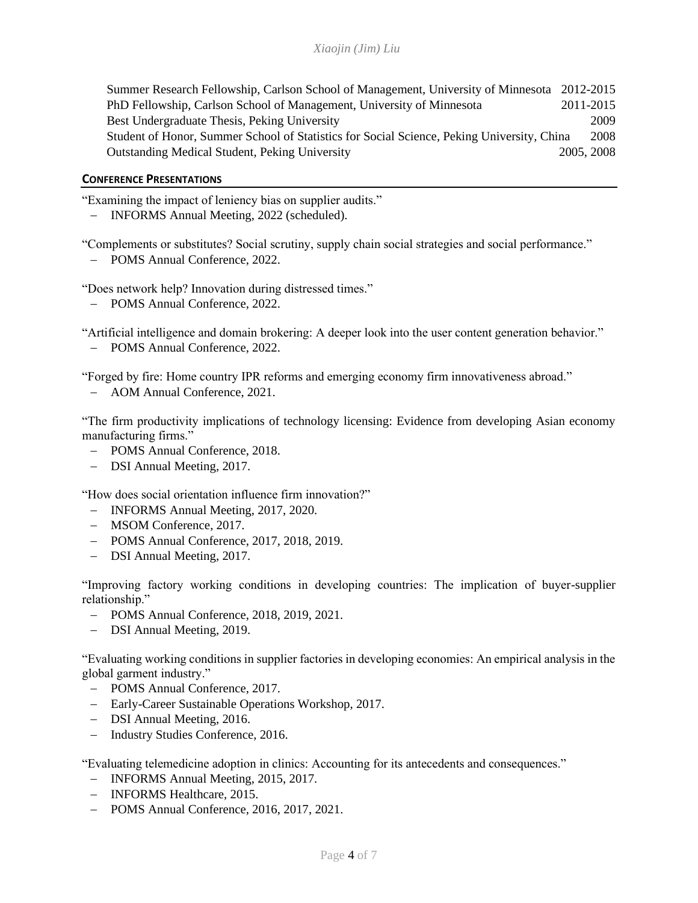Summer Research Fellowship, Carlson School of Management, University of Minnesota 2012-2015
PhD Fellowship, Carlson School of Management, University of Minnesota 2011-2015
Best Undergraduate Thesis, Peking University 2009
Student of Honor, Summer School of Statistics for Social Science, Peking University, China 2008
Outstanding Medical Student, Peking University 2005, 2008

## CONFERENCE PRESENTATIONS

"Examining the impact of leniency bias on supplier audits."

- INFORMS Annual Meeting, 2022 (scheduled).

"Complements or substitutes? Social scrutiny, supply chain social strategies and social performance."

- POMS Annual Conference, 2022.

"Does network help? Innovation during distressed times."

- POMS Annual Conference, 2022.

"Artificial intelligence and domain brokering: A deeper look into the user content generation behavior."

- POMS Annual Conference, 2022.

"Forged by fire: Home country IPR reforms and emerging economy firm innovativeness abroad."

- AOM Annual Conference, 2021.

"The firm productivity implications of technology licensing: Evidence from developing Asian economy manufacturing firms."

- POMS Annual Conference, 2018.
- DSI Annual Meeting, 2017.

"How does social orientation influence firm innovation?"

- INFORMS Annual Meeting, 2017, 2020.
- MSOM Conference, 2017.
- POMS Annual Conference, 2017, 2018, 2019.
- DSI Annual Meeting, 2017.

"Improving factory working conditions in developing countries: The implication of buyer-supplier relationship."

- POMS Annual Conference, 2018, 2019, 2021.
- DSI Annual Meeting, 2019.

"Evaluating working conditions in supplier factories in developing economies: An empirical analysis in the global garment industry."

- POMS Annual Conference, 2017.
- Early-Career Sustainable Operations Workshop, 2017.
- DSI Annual Meeting, 2016.
- Industry Studies Conference, 2016.

"Evaluating telemedicine adoption in clinics: Accounting for its antecedents and consequences."

- INFORMS Annual Meeting, 2015, 2017.
- INFORMS Healthcare, 2015.
- POMS Annual Conference, 2016, 2017, 2021.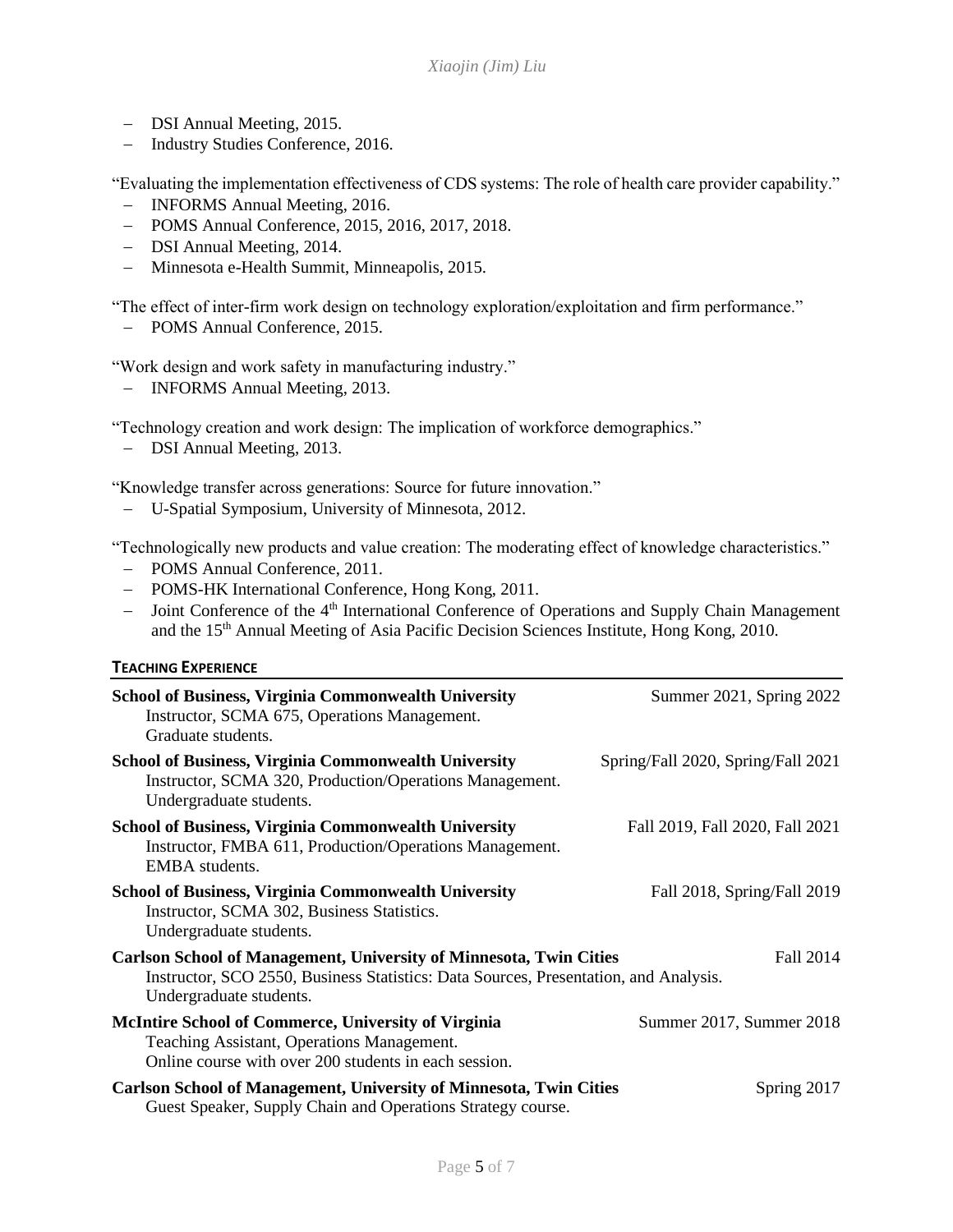- DSI Annual Meeting, 2015.
- Industry Studies Conference, 2016.

"Evaluating the implementation effectiveness of CDS systems: The role of health care provider capability."

- INFORMS Annual Meeting, 2016.
- POMS Annual Conference, 2015, 2016, 2017, 2018.
- DSI Annual Meeting, 2014.
- Minnesota e-Health Summit, Minneapolis, 2015.

"The effect of inter-firm work design on technology exploration/exploitation and firm performance."

- POMS Annual Conference, 2015.

"Work design and work safety in manufacturing industry."

- INFORMS Annual Meeting, 2013.

"Technology creation and work design: The implication of workforce demographics."

- DSI Annual Meeting, 2013.

"Knowledge transfer across generations: Source for future innovation."

- U-Spatial Symposium, University of Minnesota, 2012.

"Technologically new products and value creation: The moderating effect of knowledge characteristics."

- POMS Annual Conference, 2011.
- POMS-HK International Conference, Hong Kong, 2011.
- Joint Conference of the 4th International Conference of Operations and Supply Chain Management and the 15th Annual Meeting of Asia Pacific Decision Sciences Institute, Hong Kong, 2010.

## TEACHING EXPERIENCE

**School of Business, Virginia Commonwealth University** — Summer 2021, Spring 2022
Instructor, SCMA 675, Operations Management.
Graduate students.

**School of Business, Virginia Commonwealth University** — Spring/Fall 2020, Spring/Fall 2021
Instructor, SCMA 320, Production/Operations Management.
Undergraduate students.

**School of Business, Virginia Commonwealth University** — Fall 2019, Fall 2020, Fall 2021
Instructor, FMBA 611, Production/Operations Management.
EMBA students.

**School of Business, Virginia Commonwealth University** — Fall 2018, Spring/Fall 2019
Instructor, SCMA 302, Business Statistics.
Undergraduate students.

**Carlson School of Management, University of Minnesota, Twin Cities** — Fall 2014
Instructor, SCO 2550, Business Statistics: Data Sources, Presentation, and Analysis.
Undergraduate students.

**McIntire School of Commerce, University of Virginia** — Summer 2017, Summer 2018
Teaching Assistant, Operations Management.
Online course with over 200 students in each session.

**Carlson School of Management, University of Minnesota, Twin Cities** — Spring 2017
Guest Speaker, Supply Chain and Operations Strategy course.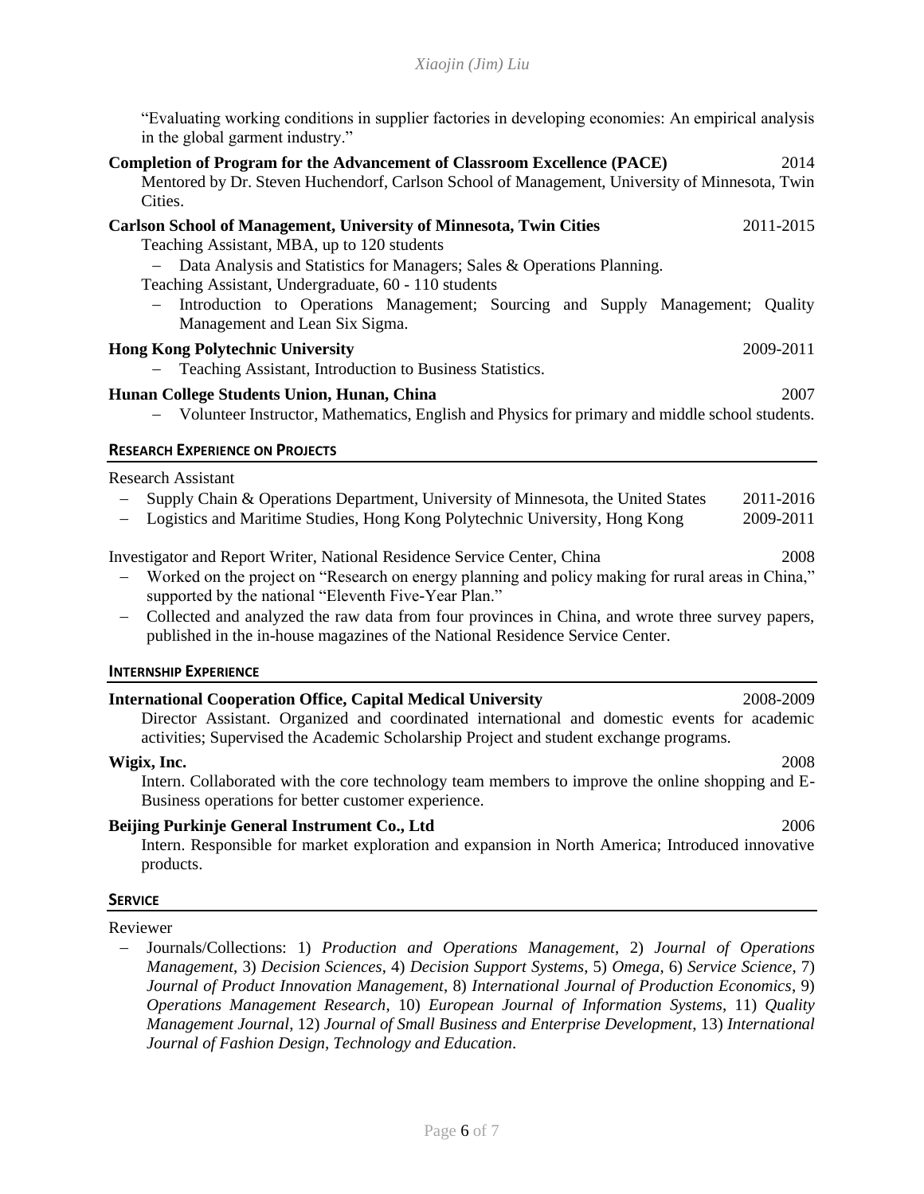"Evaluating working conditions in supplier factories in developing economies: An empirical analysis in the global garment industry."

**Completion of Program for the Advancement of Classroom Excellence (PACE)** 2014

Mentored by Dr. Steven Huchendorf, Carlson School of Management, University of Minnesota, Twin Cities.

**Carlson School of Management, University of Minnesota, Twin Cities** 2011-2015

Teaching Assistant, MBA, up to 120 students

- Data Analysis and Statistics for Managers; Sales & Operations Planning.

Teaching Assistant, Undergraduate, 60 - 110 students

- Introduction to Operations Management; Sourcing and Supply Management; Quality Management and Lean Six Sigma.

**Hong Kong Polytechnic University** 2009-2011

- Teaching Assistant, Introduction to Business Statistics.

**Hunan College Students Union, Hunan, China** 2007

- Volunteer Instructor, Mathematics, English and Physics for primary and middle school students.

## RESEARCH EXPERIENCE ON PROJECTS

Research Assistant

- Supply Chain & Operations Department, University of Minnesota, the United States 2011-2016
- Logistics and Maritime Studies, Hong Kong Polytechnic University, Hong Kong 2009-2011

Investigator and Report Writer, National Residence Service Center, China 2008

- Worked on the project on "Research on energy planning and policy making for rural areas in China," supported by the national "Eleventh Five-Year Plan."
- Collected and analyzed the raw data from four provinces in China, and wrote three survey papers, published in the in-house magazines of the National Residence Service Center.

## INTERNSHIP EXPERIENCE

**International Cooperation Office, Capital Medical University** 2008-2009

Director Assistant. Organized and coordinated international and domestic events for academic activities; Supervised the Academic Scholarship Project and student exchange programs.

**Wigix, Inc.** 2008

Intern. Collaborated with the core technology team members to improve the online shopping and E-Business operations for better customer experience.

**Beijing Purkinje General Instrument Co., Ltd** 2006

Intern. Responsible for market exploration and expansion in North America; Introduced innovative products.

## SERVICE

Reviewer

- Journals/Collections: 1) *Production and Operations Management*, 2) *Journal of Operations Management*, 3) *Decision Sciences*, 4) *Decision Support Systems*, 5) *Omega*, 6) *Service Science*, 7) *Journal of Product Innovation Management*, 8) *International Journal of Production Economics*, 9) *Operations Management Research*, 10) *European Journal of Information Systems*, 11) *Quality Management Journal*, 12) *Journal of Small Business and Enterprise Development*, 13) *International Journal of Fashion Design, Technology and Education*.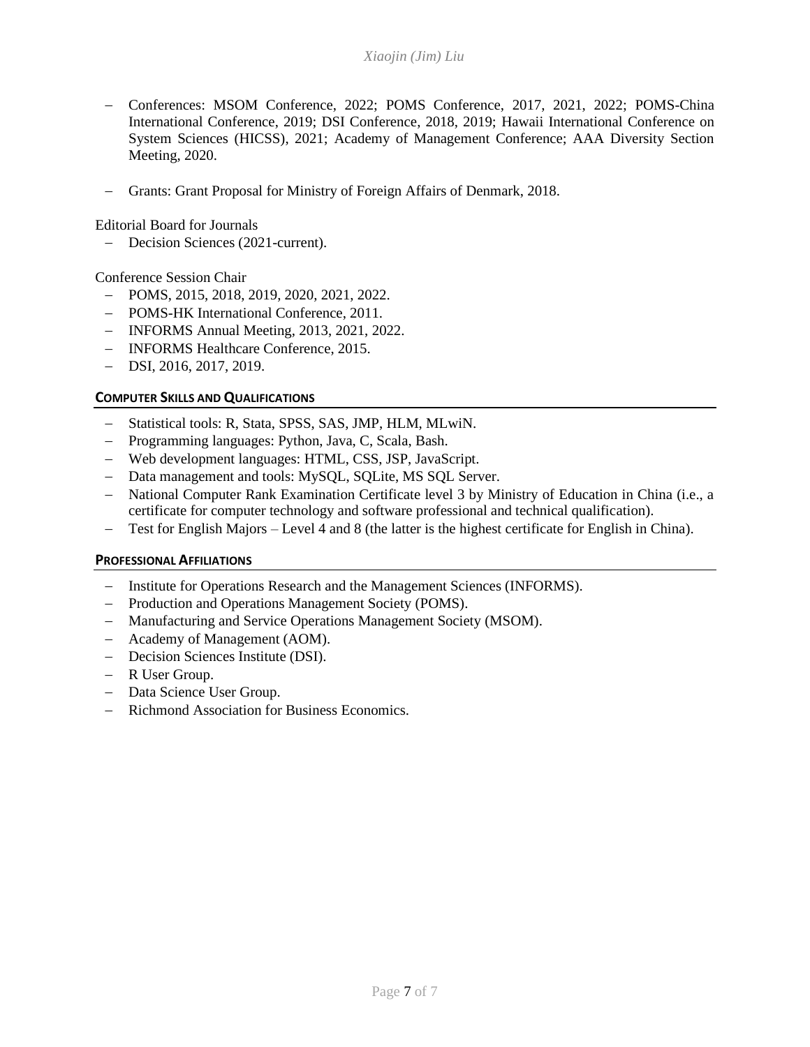- Conferences: MSOM Conference, 2022; POMS Conference, 2017, 2021, 2022; POMS-China International Conference, 2019; DSI Conference, 2018, 2019; Hawaii International Conference on System Sciences (HICSS), 2021; Academy of Management Conference; AAA Diversity Section Meeting, 2020.

- Grants: Grant Proposal for Ministry of Foreign Affairs of Denmark, 2018.

Editorial Board for Journals

- Decision Sciences (2021-current).

Conference Session Chair

- POMS, 2015, 2018, 2019, 2020, 2021, 2022.
- POMS-HK International Conference, 2011.
- INFORMS Annual Meeting, 2013, 2021, 2022.
- INFORMS Healthcare Conference, 2015.
- DSI, 2016, 2017, 2019.

## COMPUTER SKILLS AND QUALIFICATIONS

- Statistical tools: R, Stata, SPSS, SAS, JMP, HLM, MLwiN.
- Programming languages: Python, Java, C, Scala, Bash.
- Web development languages: HTML, CSS, JSP, JavaScript.
- Data management and tools: MySQL, SQLite, MS SQL Server.
- National Computer Rank Examination Certificate level 3 by Ministry of Education in China (i.e., a certificate for computer technology and software professional and technical qualification).
- Test for English Majors – Level 4 and 8 (the latter is the highest certificate for English in China).

## PROFESSIONAL AFFILIATIONS

- Institute for Operations Research and the Management Sciences (INFORMS).
- Production and Operations Management Society (POMS).
- Manufacturing and Service Operations Management Society (MSOM).
- Academy of Management (AOM).
- Decision Sciences Institute (DSI).
- R User Group.
- Data Science User Group.
- Richmond Association for Business Economics.